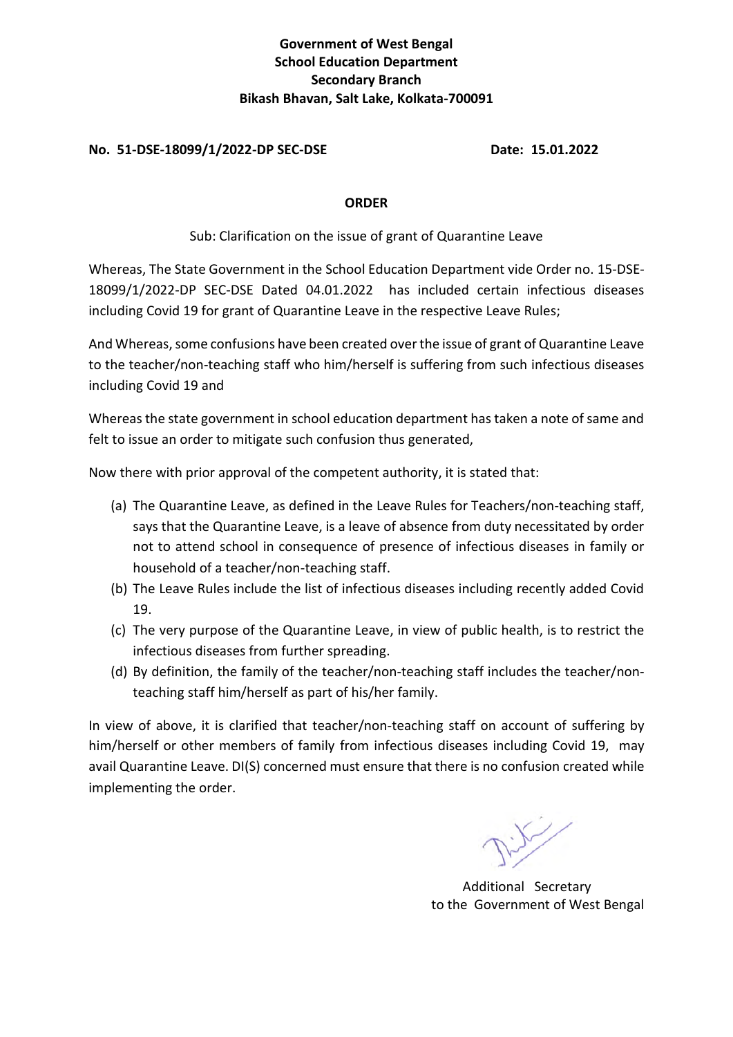**Government of West Bengal**
**School Education Department**
**Secondary Branch**
**Bikash Bhavan, Salt Lake, Kolkata-700091**

**No. 51-DSE-18099/1/2022-DP SEC-DSE** **Date: 15.01.2022**

**ORDER**

Sub: Clarification on the issue of grant of Quarantine Leave

Whereas, The State Government in the School Education Department vide Order no. 15-DSE-18099/1/2022-DP SEC-DSE Dated 04.01.2022 has included certain infectious diseases including Covid 19 for grant of Quarantine Leave in the respective Leave Rules;

And Whereas, some confusions have been created over the issue of grant of Quarantine Leave to the teacher/non-teaching staff who him/herself is suffering from such infectious diseases including Covid 19 and

Whereas the state government in school education department has taken a note of same and felt to issue an order to mitigate such confusion thus generated,

Now there with prior approval of the competent authority, it is stated that:

(a) The Quarantine Leave, as defined in the Leave Rules for Teachers/non-teaching staff, says that the Quarantine Leave, is a leave of absence from duty necessitated by order not to attend school in consequence of presence of infectious diseases in family or household of a teacher/non-teaching staff.
(b) The Leave Rules include the list of infectious diseases including recently added Covid 19.
(c) The very purpose of the Quarantine Leave, in view of public health, is to restrict the infectious diseases from further spreading.
(d) By definition, the family of the teacher/non-teaching staff includes the teacher/non-teaching staff him/herself as part of his/her family.

In view of above, it is clarified that teacher/non-teaching staff on account of suffering by him/herself or other members of family from infectious diseases including Covid 19, may avail Quarantine Leave. DI(S) concerned must ensure that there is no confusion created while implementing the order.

Additional Secretary
to the Government of West Bengal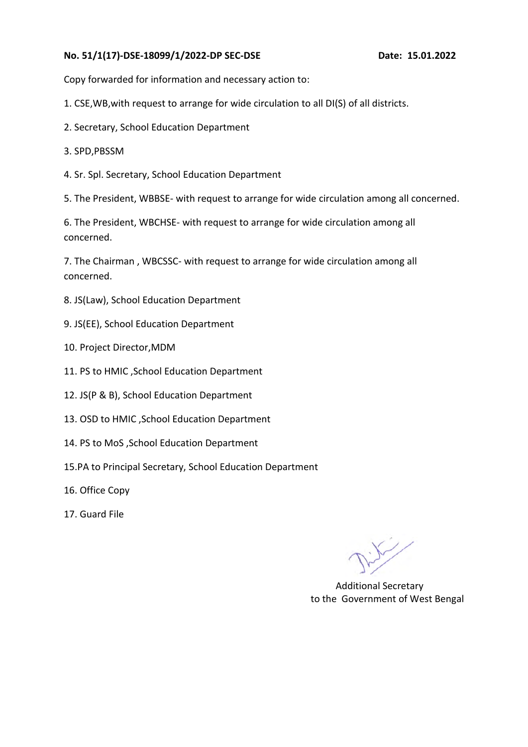**No. 51/1(17)-DSE-18099/1/2022-DP SEC-DSE** **Date: 15.01.2022**

Copy forwarded for information and necessary action to:

1. CSE,WB,with request to arrange for wide circulation to all DI(S) of all districts.
2. Secretary, School Education Department
3. SPD,PBSSM
4. Sr. Spl. Secretary, School Education Department
5. The President, WBBSE- with request to arrange for wide circulation among all concerned.
6. The President, WBCHSE- with request to arrange for wide circulation among all concerned.
7. The Chairman , WBCSSC- with request to arrange for wide circulation among all concerned.
8. JS(Law), School Education Department
9. JS(EE), School Education Department
10. Project Director,MDM
11. PS to HMIC ,School Education Department
12. JS(P & B), School Education Department
13. OSD to HMIC ,School Education Department
14. PS to MoS ,School Education Department
15. PA to Principal Secretary, School Education Department
16. Office Copy
17. Guard File

Additional Secretary
to the Government of West Bengal